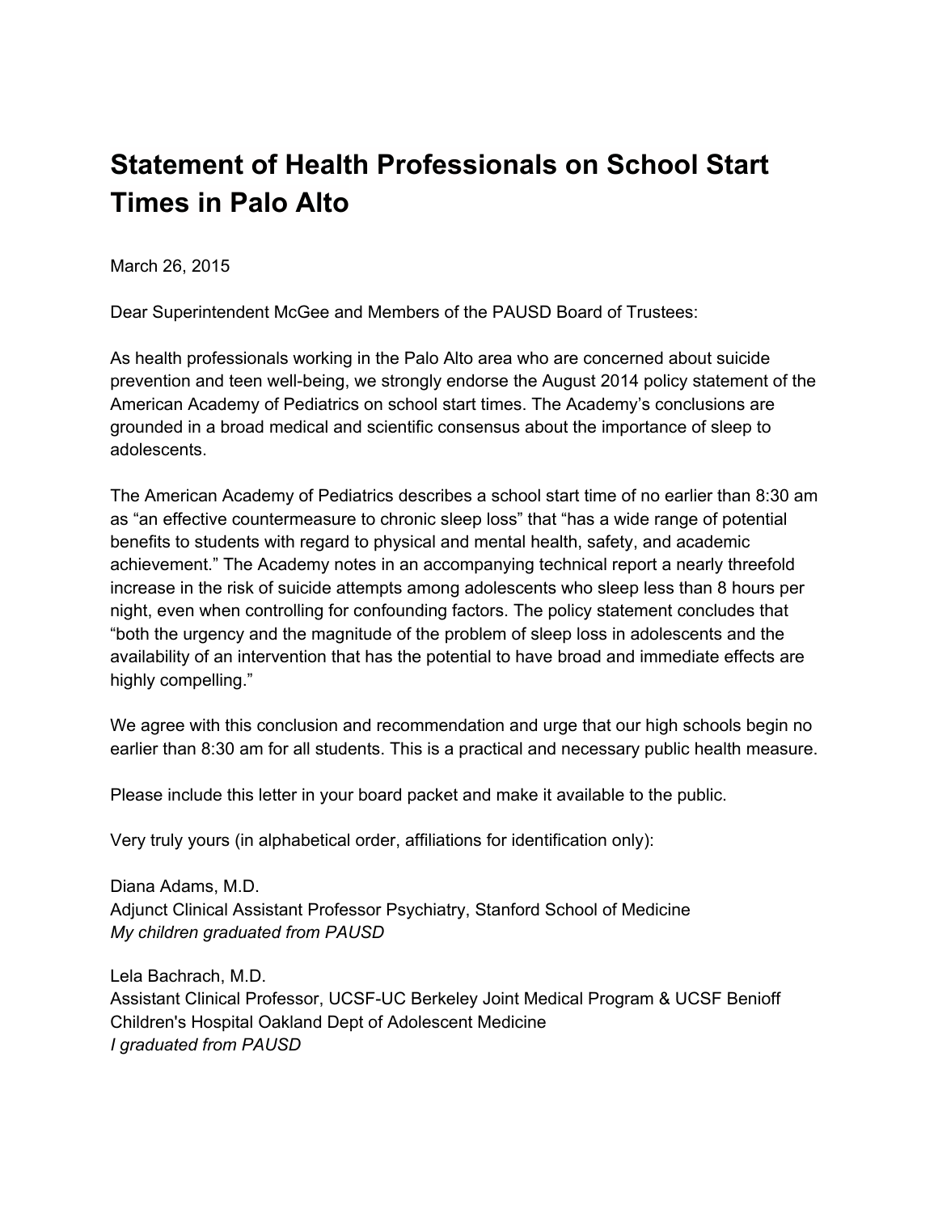# Statement of Health Professionals on School Start Times in Palo Alto

March 26, 2015

Dear Superintendent McGee and Members of the PAUSD Board of Trustees:

As health professionals working in the Palo Alto area who are concerned about suicide prevention and teen well-being, we strongly endorse the August 2014 policy statement of the American Academy of Pediatrics on school start times. The Academy's conclusions are grounded in a broad medical and scientific consensus about the importance of sleep to adolescents.

The American Academy of Pediatrics describes a school start time of no earlier than 8:30 am as "an effective countermeasure to chronic sleep loss" that "has a wide range of potential benefits to students with regard to physical and mental health, safety, and academic achievement." The Academy notes in an accompanying technical report a nearly threefold increase in the risk of suicide attempts among adolescents who sleep less than 8 hours per night, even when controlling for confounding factors. The policy statement concludes that "both the urgency and the magnitude of the problem of sleep loss in adolescents and the availability of an intervention that has the potential to have broad and immediate effects are highly compelling."

We agree with this conclusion and recommendation and urge that our high schools begin no earlier than 8:30 am for all students. This is a practical and necessary public health measure.

Please include this letter in your board packet and make it available to the public.

Very truly yours (in alphabetical order, affiliations for identification only):

Diana Adams, M.D.
Adjunct Clinical Assistant Professor Psychiatry, Stanford School of Medicine
*My children graduated from PAUSD*

Lela Bachrach, M.D.
Assistant Clinical Professor, UCSF-UC Berkeley Joint Medical Program & UCSF Benioff Children's Hospital Oakland Dept of Adolescent Medicine
*I graduated from PAUSD*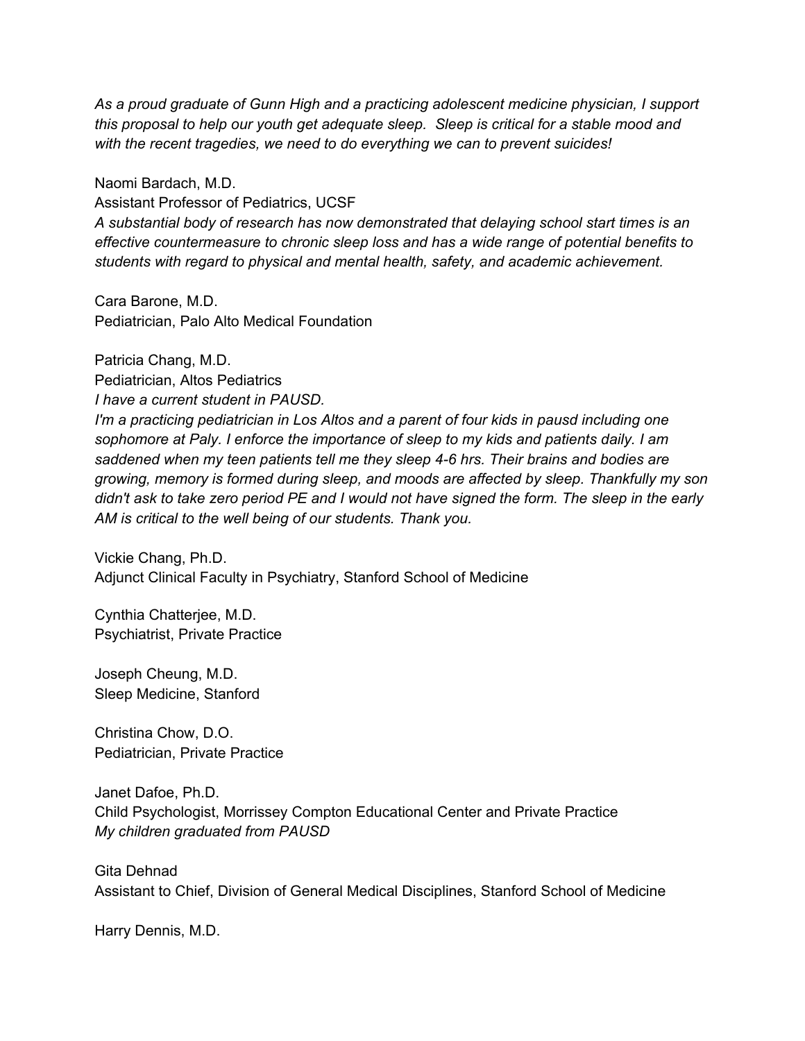*As a proud graduate of Gunn High and a practicing adolescent medicine physician, I support this proposal to help our youth get adequate sleep.  Sleep is critical for a stable mood and with the recent tragedies, we need to do everything we can to prevent suicides!*

Naomi Bardach, M.D.
Assistant Professor of Pediatrics, UCSF
*A substantial body of research has now demonstrated that delaying school start times is an effective countermeasure to chronic sleep loss and has a wide range of potential benefits to students with regard to physical and mental health, safety, and academic achievement.*

Cara Barone, M.D.
Pediatrician, Palo Alto Medical Foundation

Patricia Chang, M.D.
Pediatrician, Altos Pediatrics
*I have a current student in PAUSD.*
*I'm a practicing pediatrician in Los Altos and a parent of four kids in pausd including one sophomore at Paly. I enforce the importance of sleep to my kids and patients daily. I am saddened when my teen patients tell me they sleep 4-6 hrs. Their brains and bodies are growing, memory is formed during sleep, and moods are affected by sleep. Thankfully my son didn't ask to take zero period PE and I would not have signed the form. The sleep in the early AM is critical to the well being of our students. Thank you.*

Vickie Chang, Ph.D.
Adjunct Clinical Faculty in Psychiatry, Stanford School of Medicine

Cynthia Chatterjee, M.D.
Psychiatrist, Private Practice

Joseph Cheung, M.D.
Sleep Medicine, Stanford

Christina Chow, D.O.
Pediatrician, Private Practice

Janet Dafoe, Ph.D.
Child Psychologist, Morrissey Compton Educational Center and Private Practice
*My children graduated from PAUSD*

Gita Dehnad
Assistant to Chief, Division of General Medical Disciplines, Stanford School of Medicine

Harry Dennis, M.D.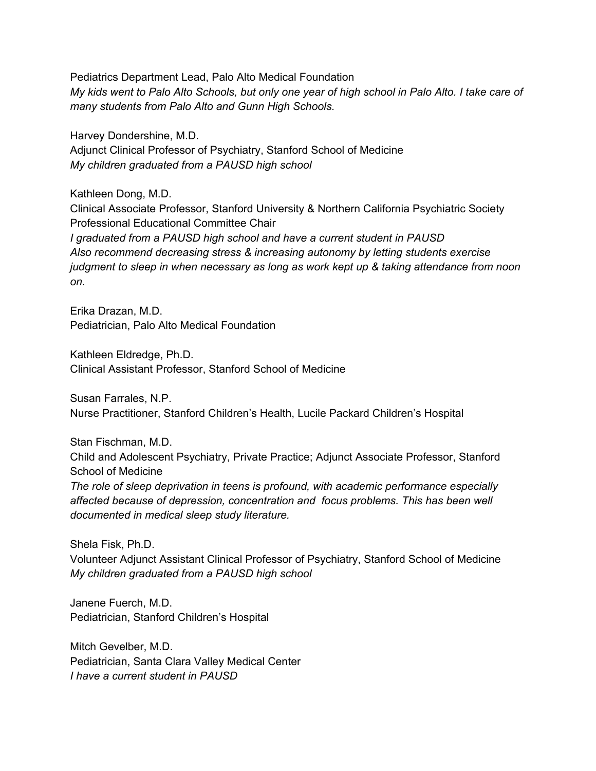Pediatrics Department Lead, Palo Alto Medical Foundation
*My kids went to Palo Alto Schools, but only one year of high school in Palo Alto. I take care of many students from Palo Alto and Gunn High Schools.*

Harvey Dondershine, M.D.
Adjunct Clinical Professor of Psychiatry, Stanford School of Medicine
*My children graduated from a PAUSD high school*

Kathleen Dong, M.D.
Clinical Associate Professor, Stanford University & Northern California Psychiatric Society Professional Educational Committee Chair
*I graduated from a PAUSD high school and have a current student in PAUSD*
*Also recommend decreasing stress & increasing autonomy by letting students exercise judgment to sleep in when necessary as long as work kept up & taking attendance from noon on.*

Erika Drazan, M.D.
Pediatrician, Palo Alto Medical Foundation

Kathleen Eldredge, Ph.D.
Clinical Assistant Professor, Stanford School of Medicine

Susan Farrales, N.P.
Nurse Practitioner, Stanford Children's Health, Lucile Packard Children's Hospital

Stan Fischman, M.D.
Child and Adolescent Psychiatry, Private Practice; Adjunct Associate Professor, Stanford School of Medicine
*The role of sleep deprivation in teens is profound, with academic performance especially affected because of depression, concentration and focus problems. This has been well documented in medical sleep study literature.*

Shela Fisk, Ph.D.
Volunteer Adjunct Assistant Clinical Professor of Psychiatry, Stanford School of Medicine
*My children graduated from a PAUSD high school*

Janene Fuerch, M.D.
Pediatrician, Stanford Children's Hospital

Mitch Gevelber, M.D.
Pediatrician, Santa Clara Valley Medical Center
*I have a current student in PAUSD*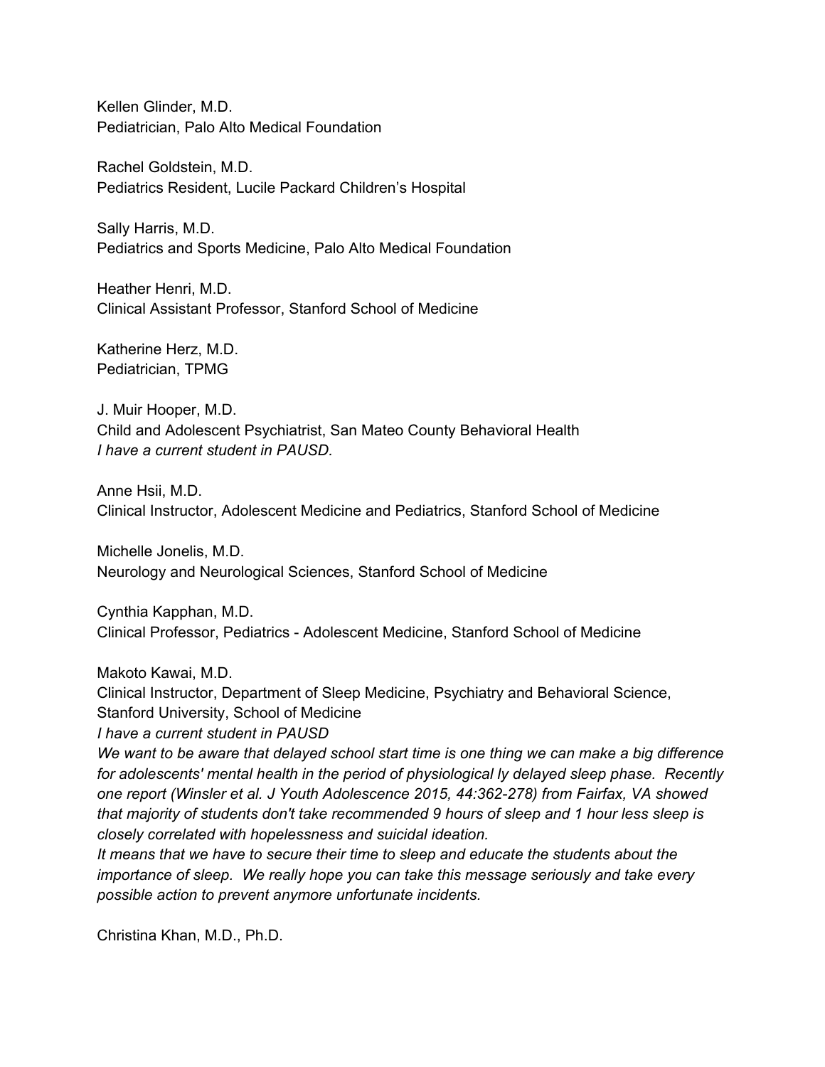Kellen Glinder, M.D.
Pediatrician, Palo Alto Medical Foundation

Rachel Goldstein, M.D.
Pediatrics Resident, Lucile Packard Children's Hospital

Sally Harris, M.D.
Pediatrics and Sports Medicine, Palo Alto Medical Foundation

Heather Henri, M.D.
Clinical Assistant Professor, Stanford School of Medicine

Katherine Herz, M.D.
Pediatrician, TPMG

J. Muir Hooper, M.D.
Child and Adolescent Psychiatrist, San Mateo County Behavioral Health
*I have a current student in PAUSD.*

Anne Hsii, M.D.
Clinical Instructor, Adolescent Medicine and Pediatrics, Stanford School of Medicine

Michelle Jonelis, M.D.
Neurology and Neurological Sciences, Stanford School of Medicine

Cynthia Kapphan, M.D.
Clinical Professor, Pediatrics - Adolescent Medicine, Stanford School of Medicine

Makoto Kawai, M.D.
Clinical Instructor, Department of Sleep Medicine, Psychiatry and Behavioral Science, Stanford University, School of Medicine
*I have a current student in PAUSD*
*We want to be aware that delayed school start time is one thing we can make a big difference for adolescents' mental health in the period of physiological ly delayed sleep phase. Recently one report (Winsler et al. J Youth Adolescence 2015, 44:362-278) from Fairfax, VA showed that majority of students don't take recommended 9 hours of sleep and 1 hour less sleep is closely correlated with hopelessness and suicidal ideation.*
*It means that we have to secure their time to sleep and educate the students about the importance of sleep. We really hope you can take this message seriously and take every possible action to prevent anymore unfortunate incidents.*

Christina Khan, M.D., Ph.D.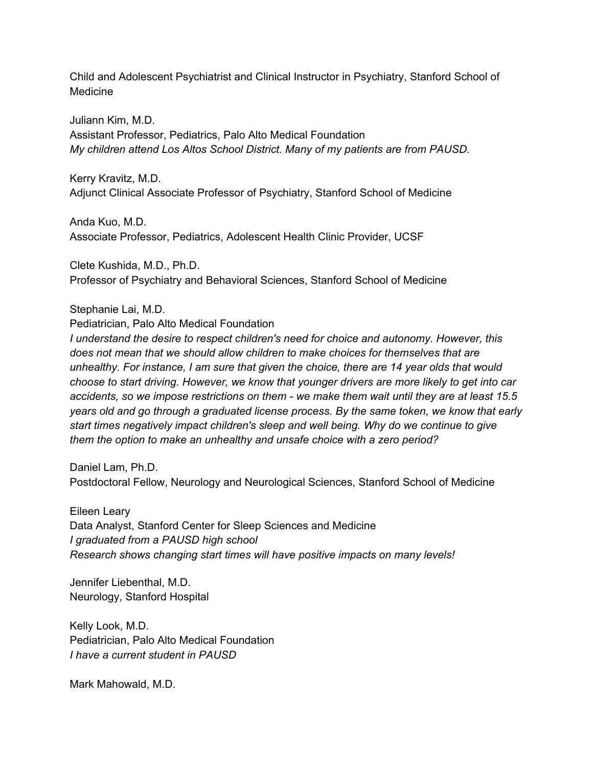Child and Adolescent Psychiatrist and Clinical Instructor in Psychiatry, Stanford School of Medicine

Juliann Kim, M.D.
Assistant Professor, Pediatrics, Palo Alto Medical Foundation
*My children attend Los Altos School District. Many of my patients are from PAUSD.*

Kerry Kravitz, M.D.
Adjunct Clinical Associate Professor of Psychiatry, Stanford School of Medicine

Anda Kuo, M.D.
Associate Professor, Pediatrics, Adolescent Health Clinic Provider, UCSF

Clete Kushida, M.D., Ph.D.
Professor of Psychiatry and Behavioral Sciences, Stanford School of Medicine

Stephanie Lai, M.D.
Pediatrician, Palo Alto Medical Foundation
*I understand the desire to respect children's need for choice and autonomy. However, this does not mean that we should allow children to make choices for themselves that are unhealthy. For instance, I am sure that given the choice, there are 14 year olds that would choose to start driving. However, we know that younger drivers are more likely to get into car accidents, so we impose restrictions on them - we make them wait until they are at least 15.5 years old and go through a graduated license process. By the same token, we know that early start times negatively impact children's sleep and well being. Why do we continue to give them the option to make an unhealthy and unsafe choice with a zero period?*

Daniel Lam, Ph.D.
Postdoctoral Fellow, Neurology and Neurological Sciences, Stanford School of Medicine

Eileen Leary
Data Analyst, Stanford Center for Sleep Sciences and Medicine
*I graduated from a PAUSD high school*
*Research shows changing start times will have positive impacts on many levels!*

Jennifer Liebenthal, M.D.
Neurology, Stanford Hospital

Kelly Look, M.D.
Pediatrician, Palo Alto Medical Foundation
*I have a current student in PAUSD*

Mark Mahowald, M.D.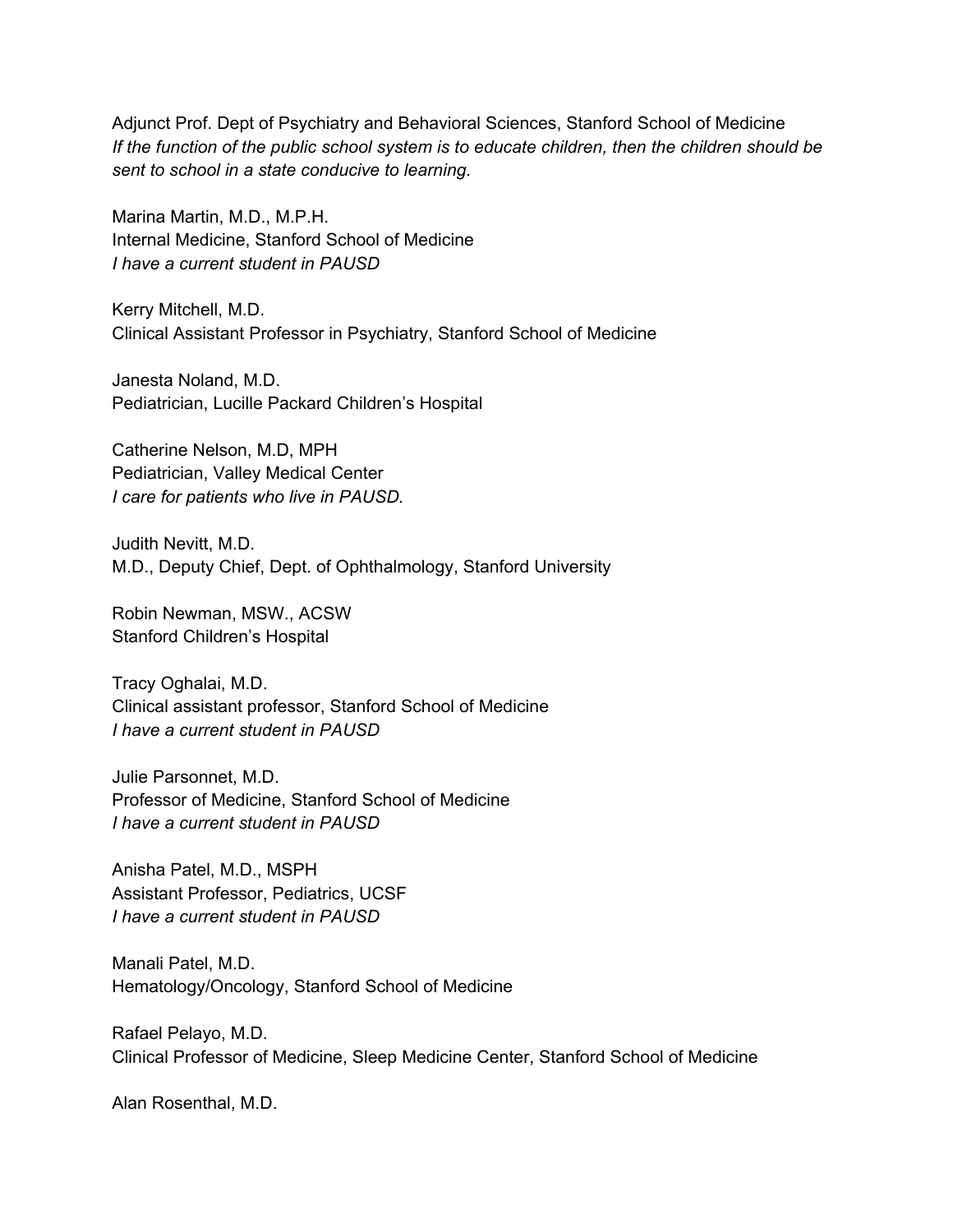Adjunct Prof. Dept of Psychiatry and Behavioral Sciences, Stanford School of Medicine
*If the function of the public school system is to educate children, then the children should be sent to school in a state conducive to learning.*

Marina Martin, M.D., M.P.H.
Internal Medicine, Stanford School of Medicine
*I have a current student in PAUSD*

Kerry Mitchell, M.D.
Clinical Assistant Professor in Psychiatry, Stanford School of Medicine

Janesta Noland, M.D.
Pediatrician, Lucille Packard Children's Hospital

Catherine Nelson, M.D, MPH
Pediatrician, Valley Medical Center
*I care for patients who live in PAUSD.*

Judith Nevitt, M.D.
M.D., Deputy Chief, Dept. of Ophthalmology, Stanford University

Robin Newman, MSW., ACSW
Stanford Children's Hospital

Tracy Oghalai, M.D.
Clinical assistant professor, Stanford School of Medicine
*I have a current student in PAUSD*

Julie Parsonnet, M.D.
Professor of Medicine, Stanford School of Medicine
*I have a current student in PAUSD*

Anisha Patel, M.D., MSPH
Assistant Professor, Pediatrics, UCSF
*I have a current student in PAUSD*

Manali Patel, M.D.
Hematology/Oncology, Stanford School of Medicine

Rafael Pelayo, M.D.
Clinical Professor of Medicine, Sleep Medicine Center, Stanford School of Medicine

Alan Rosenthal, M.D.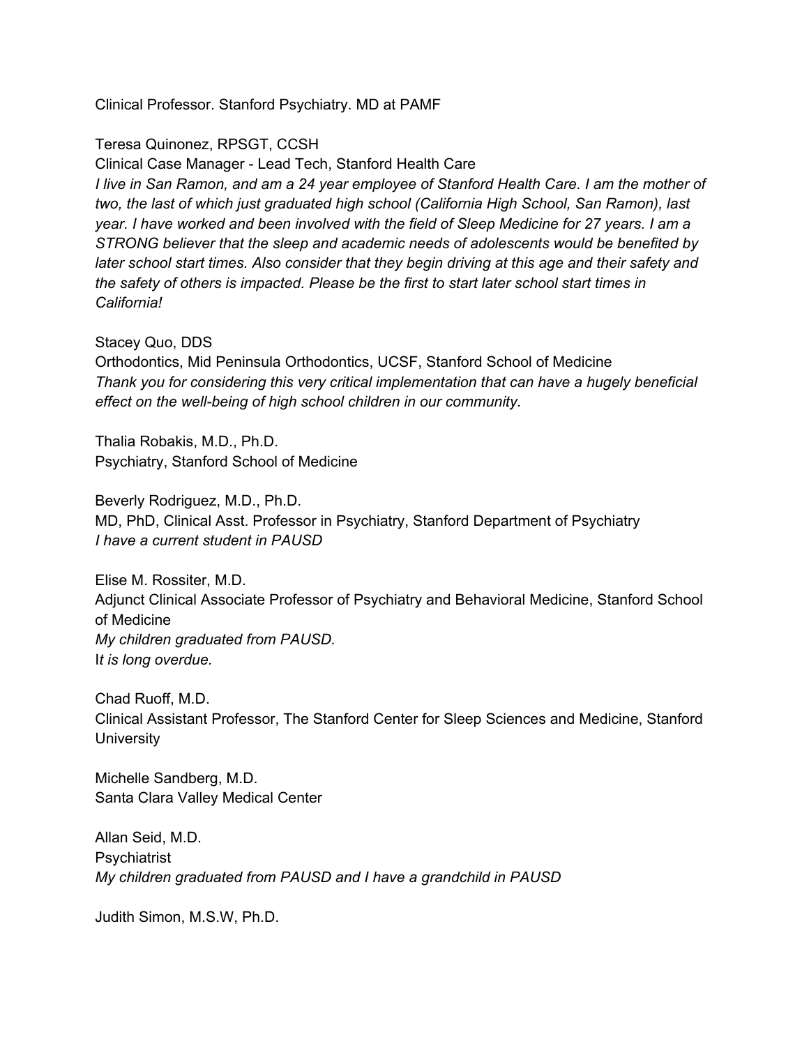Clinical Professor. Stanford Psychiatry. MD at PAMF

Teresa Quinonez, RPSGT, CCSH
Clinical Case Manager - Lead Tech, Stanford Health Care
*I live in San Ramon, and am a 24 year employee of Stanford Health Care. I am the mother of two, the last of which just graduated high school (California High School, San Ramon), last year. I have worked and been involved with the field of Sleep Medicine for 27 years. I am a STRONG believer that the sleep and academic needs of adolescents would be benefited by later school start times. Also consider that they begin driving at this age and their safety and the safety of others is impacted. Please be the first to start later school start times in California!*

Stacey Quo, DDS
Orthodontics, Mid Peninsula Orthodontics, UCSF, Stanford School of Medicine
*Thank you for considering this very critical implementation that can have a hugely beneficial effect on the well-being of high school children in our community.*

Thalia Robakis, M.D., Ph.D.
Psychiatry, Stanford School of Medicine

Beverly Rodriguez, M.D., Ph.D.
MD, PhD, Clinical Asst. Professor in Psychiatry, Stanford Department of Psychiatry
*I have a current student in PAUSD*

Elise M. Rossiter, M.D.
Adjunct Clinical Associate Professor of Psychiatry and Behavioral Medicine, Stanford School of Medicine
*My children graduated from PAUSD.*
I*t is long overdue.*

Chad Ruoff, M.D.
Clinical Assistant Professor, The Stanford Center for Sleep Sciences and Medicine, Stanford University

Michelle Sandberg, M.D.
Santa Clara Valley Medical Center

Allan Seid, M.D.
Psychiatrist
*My children graduated from PAUSD and I have a grandchild in PAUSD*

Judith Simon, M.S.W, Ph.D.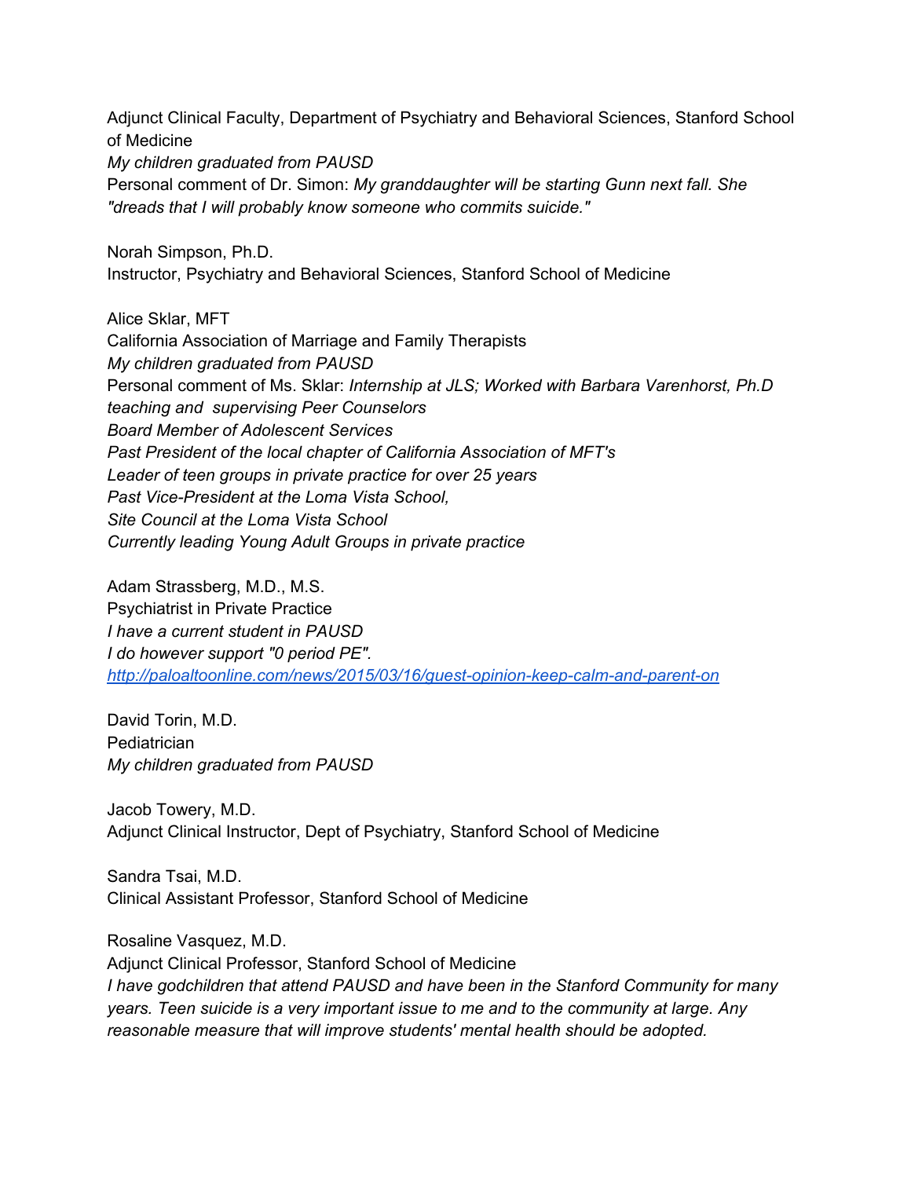Adjunct Clinical Faculty, Department of Psychiatry and Behavioral Sciences, Stanford School of Medicine
*My children graduated from PAUSD*
Personal comment of Dr. Simon: *My granddaughter will be starting Gunn next fall. She "dreads that I will probably know someone who commits suicide."*

Norah Simpson, Ph.D.
Instructor, Psychiatry and Behavioral Sciences, Stanford School of Medicine

Alice Sklar, MFT
California Association of Marriage and Family Therapists
*My children graduated from PAUSD*
Personal comment of Ms. Sklar: *Internship at JLS; Worked with Barbara Varenhorst, Ph.D teaching and supervising Peer Counselors*
*Board Member of Adolescent Services*
*Past President of the local chapter of California Association of MFT's*
*Leader of teen groups in private practice for over 25 years*
*Past Vice-President at the Loma Vista School,*
*Site Council at the Loma Vista School*
*Currently leading Young Adult Groups in private practice*

Adam Strassberg, M.D., M.S.
Psychiatrist in Private Practice
*I have a current student in PAUSD*
*I do however support "0 period PE".*
[http://paloaltoonline.com/news/2015/03/16/guest-opinion-keep-calm-and-parent-on](http://paloaltoonline.com/news/2015/03/16/guest-opinion-keep-calm-and-parent-on)

David Torin, M.D.
Pediatrician
*My children graduated from PAUSD*

Jacob Towery, M.D.
Adjunct Clinical Instructor, Dept of Psychiatry, Stanford School of Medicine

Sandra Tsai, M.D.
Clinical Assistant Professor, Stanford School of Medicine

Rosaline Vasquez, M.D.
Adjunct Clinical Professor, Stanford School of Medicine
*I have godchildren that attend PAUSD and have been in the Stanford Community for many years. Teen suicide is a very important issue to me and to the community at large. Any reasonable measure that will improve students' mental health should be adopted.*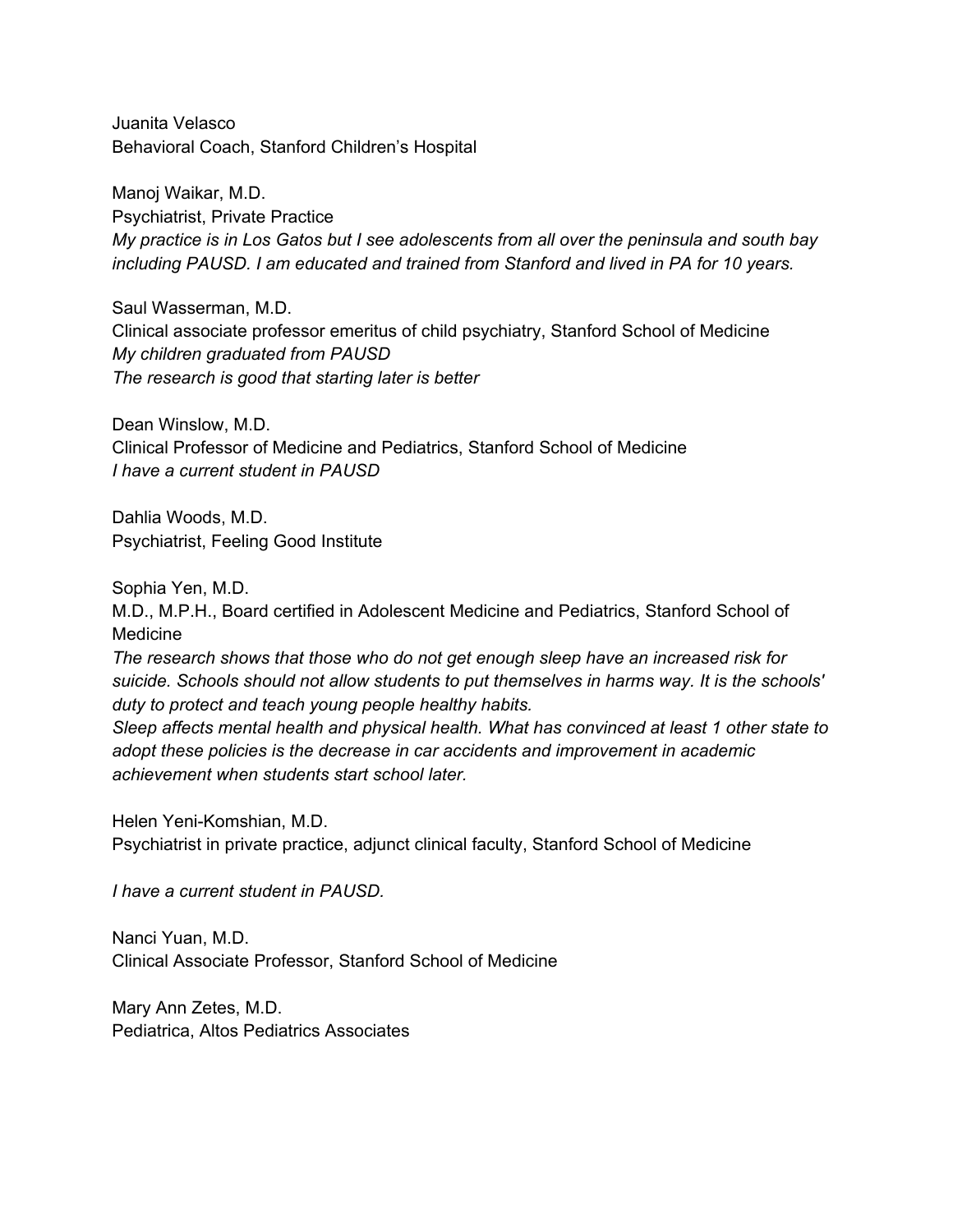Juanita Velasco
Behavioral Coach, Stanford Children's Hospital

Manoj Waikar, M.D.
Psychiatrist, Private Practice
*My practice is in Los Gatos but I see adolescents from all over the peninsula and south bay including PAUSD. I am educated and trained from Stanford and lived in PA for 10 years.*

Saul Wasserman, M.D.
Clinical associate professor emeritus of child psychiatry, Stanford School of Medicine
*My children graduated from PAUSD*
*The research is good that starting later is better*

Dean Winslow, M.D.
Clinical Professor of Medicine and Pediatrics, Stanford School of Medicine
*I have a current student in PAUSD*

Dahlia Woods, M.D.
Psychiatrist, Feeling Good Institute

Sophia Yen, M.D.
M.D., M.P.H., Board certified in Adolescent Medicine and Pediatrics, Stanford School of Medicine
*The research shows that those who do not get enough sleep have an increased risk for suicide. Schools should not allow students to put themselves in harms way. It is the schools' duty to protect and teach young people healthy habits.*
*Sleep affects mental health and physical health. What has convinced at least 1 other state to adopt these policies is the decrease in car accidents and improvement in academic achievement when students start school later.*

Helen Yeni-Komshian, M.D.
Psychiatrist in private practice, adjunct clinical faculty, Stanford School of Medicine

*I have a current student in PAUSD.*

Nanci Yuan, M.D.
Clinical Associate Professor, Stanford School of Medicine

Mary Ann Zetes, M.D.
Pediatrica, Altos Pediatrics Associates